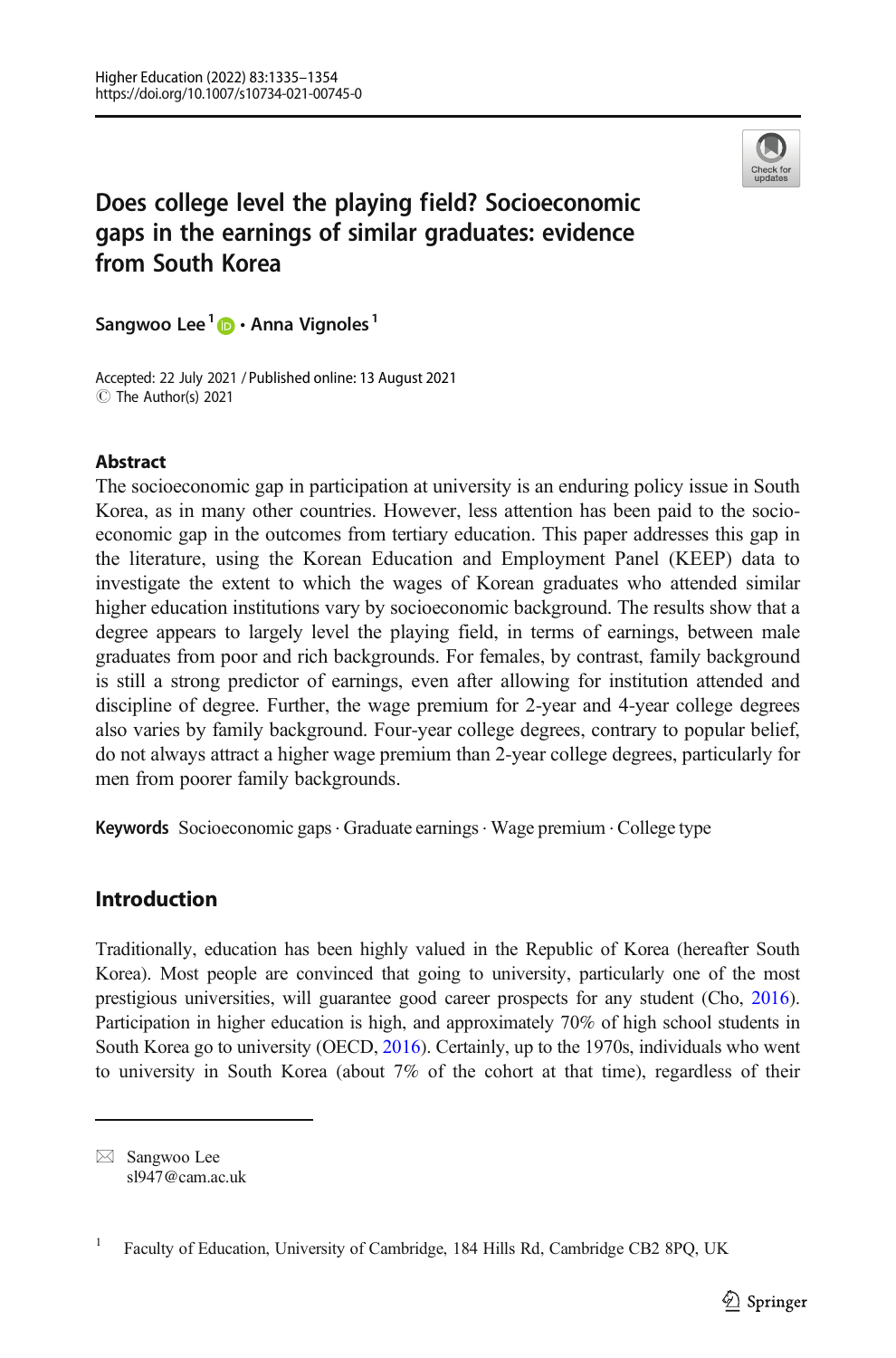# Does college level the playing field? Socioeconomic gaps in the earnings of similar graduates: evidence from South Korea

**Sangwoo Lee**[1] · **Anna Vignoles**[1]

Accepted: 22 July 2021 / Published online: 13 August 2021
© The Author(s) 2021

## Abstract

The socioeconomic gap in participation at university is an enduring policy issue in South Korea, as in many other countries. However, less attention has been paid to the socioeconomic gap in the outcomes from tertiary education. This paper addresses this gap in the literature, using the Korean Education and Employment Panel (KEEP) data to investigate the extent to which the wages of Korean graduates who attended similar higher education institutions vary by socioeconomic background. The results show that a degree appears to largely level the playing field, in terms of earnings, between male graduates from poor and rich backgrounds. For females, by contrast, family background is still a strong predictor of earnings, even after allowing for institution attended and discipline of degree. Further, the wage premium for 2-year and 4-year college degrees also varies by family background. Four-year college degrees, contrary to popular belief, do not always attract a higher wage premium than 2-year college degrees, particularly for men from poorer family backgrounds.

**Keywords** Socioeconomic gaps · Graduate earnings · Wage premium · College type

## Introduction

Traditionally, education has been highly valued in the Republic of Korea (hereafter South Korea). Most people are convinced that going to university, particularly one of the most prestigious universities, will guarantee good career prospects for any student (Cho, 2016). Participation in higher education is high, and approximately 70% of high school students in South Korea go to university (OECD, 2016). Certainly, up to the 1970s, individuals who went to university in South Korea (about 7% of the cohort at that time), regardless of their

---

✉ Sangwoo Lee
sl947@cam.ac.uk

[1] Faculty of Education, University of Cambridge, 184 Hills Rd, Cambridge CB2 8PQ, UK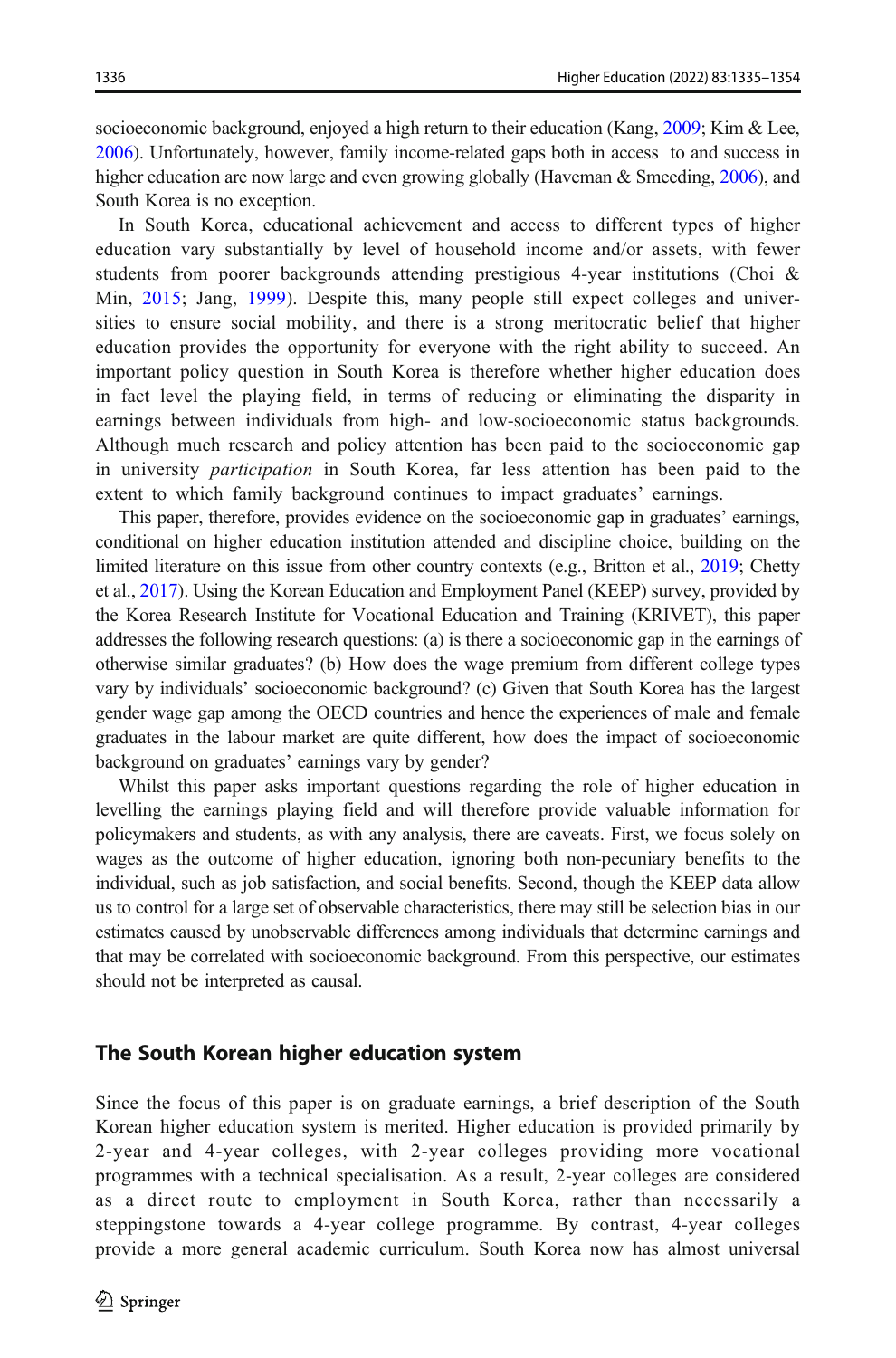socioeconomic background, enjoyed a high return to their education (Kang, 2009; Kim & Lee, 2006). Unfortunately, however, family income-related gaps both in access to and success in higher education are now large and even growing globally (Haveman & Smeeding, 2006), and South Korea is no exception.

In South Korea, educational achievement and access to different types of higher education vary substantially by level of household income and/or assets, with fewer students from poorer backgrounds attending prestigious 4-year institutions (Choi & Min, 2015; Jang, 1999). Despite this, many people still expect colleges and universities to ensure social mobility, and there is a strong meritocratic belief that higher education provides the opportunity for everyone with the right ability to succeed. An important policy question in South Korea is therefore whether higher education does in fact level the playing field, in terms of reducing or eliminating the disparity in earnings between individuals from high- and low-socioeconomic status backgrounds. Although much research and policy attention has been paid to the socioeconomic gap in university *participation* in South Korea, far less attention has been paid to the extent to which family background continues to impact graduates' earnings.

This paper, therefore, provides evidence on the socioeconomic gap in graduates' earnings, conditional on higher education institution attended and discipline choice, building on the limited literature on this issue from other country contexts (e.g., Britton et al., 2019; Chetty et al., 2017). Using the Korean Education and Employment Panel (KEEP) survey, provided by the Korea Research Institute for Vocational Education and Training (KRIVET), this paper addresses the following research questions: (a) is there a socioeconomic gap in the earnings of otherwise similar graduates? (b) How does the wage premium from different college types vary by individuals' socioeconomic background? (c) Given that South Korea has the largest gender wage gap among the OECD countries and hence the experiences of male and female graduates in the labour market are quite different, how does the impact of socioeconomic background on graduates' earnings vary by gender?

Whilst this paper asks important questions regarding the role of higher education in levelling the earnings playing field and will therefore provide valuable information for policymakers and students, as with any analysis, there are caveats. First, we focus solely on wages as the outcome of higher education, ignoring both non-pecuniary benefits to the individual, such as job satisfaction, and social benefits. Second, though the KEEP data allow us to control for a large set of observable characteristics, there may still be selection bias in our estimates caused by unobservable differences among individuals that determine earnings and that may be correlated with socioeconomic background. From this perspective, our estimates should not be interpreted as causal.

## The South Korean higher education system

Since the focus of this paper is on graduate earnings, a brief description of the South Korean higher education system is merited. Higher education is provided primarily by 2-year and 4-year colleges, with 2-year colleges providing more vocational programmes with a technical specialisation. As a result, 2-year colleges are considered as a direct route to employment in South Korea, rather than necessarily a steppingstone towards a 4-year college programme. By contrast, 4-year colleges provide a more general academic curriculum. South Korea now has almost universal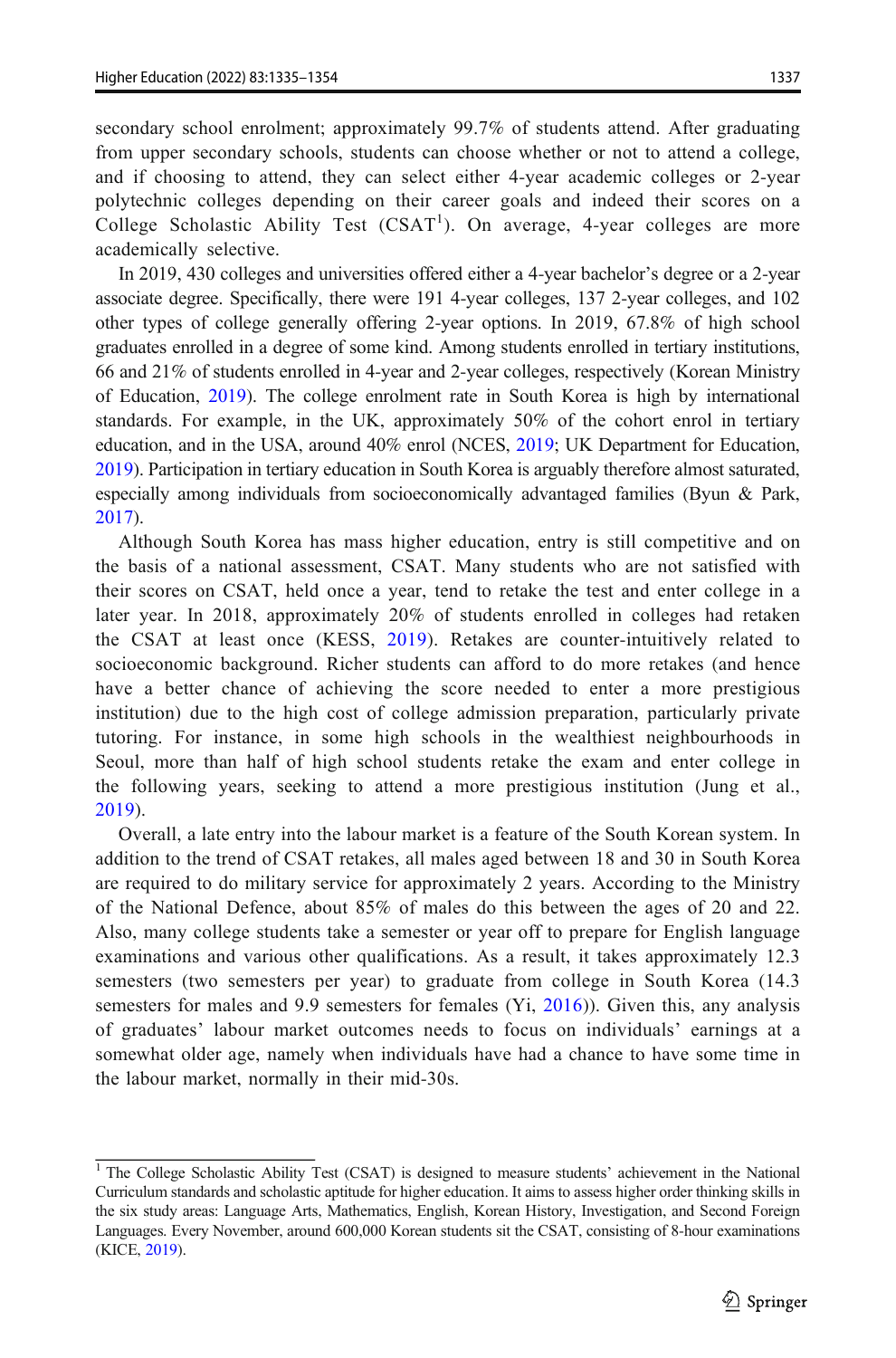secondary school enrolment; approximately 99.7% of students attend. After graduating from upper secondary schools, students can choose whether or not to attend a college, and if choosing to attend, they can select either 4-year academic colleges or 2-year polytechnic colleges depending on their career goals and indeed their scores on a College Scholastic Ability Test (CSAT[1]). On average, 4-year colleges are more academically selective.

In 2019, 430 colleges and universities offered either a 4-year bachelor's degree or a 2-year associate degree. Specifically, there were 191 4-year colleges, 137 2-year colleges, and 102 other types of college generally offering 2-year options. In 2019, 67.8% of high school graduates enrolled in a degree of some kind. Among students enrolled in tertiary institutions, 66 and 21% of students enrolled in 4-year and 2-year colleges, respectively (Korean Ministry of Education, 2019). The college enrolment rate in South Korea is high by international standards. For example, in the UK, approximately 50% of the cohort enrol in tertiary education, and in the USA, around 40% enrol (NCES, 2019; UK Department for Education, 2019). Participation in tertiary education in South Korea is arguably therefore almost saturated, especially among individuals from socioeconomically advantaged families (Byun & Park, 2017).

Although South Korea has mass higher education, entry is still competitive and on the basis of a national assessment, CSAT. Many students who are not satisfied with their scores on CSAT, held once a year, tend to retake the test and enter college in a later year. In 2018, approximately 20% of students enrolled in colleges had retaken the CSAT at least once (KESS, 2019). Retakes are counter-intuitively related to socioeconomic background. Richer students can afford to do more retakes (and hence have a better chance of achieving the score needed to enter a more prestigious institution) due to the high cost of college admission preparation, particularly private tutoring. For instance, in some high schools in the wealthiest neighbourhoods in Seoul, more than half of high school students retake the exam and enter college in the following years, seeking to attend a more prestigious institution (Jung et al., 2019).

Overall, a late entry into the labour market is a feature of the South Korean system. In addition to the trend of CSAT retakes, all males aged between 18 and 30 in South Korea are required to do military service for approximately 2 years. According to the Ministry of the National Defence, about 85% of males do this between the ages of 20 and 22. Also, many college students take a semester or year off to prepare for English language examinations and various other qualifications. As a result, it takes approximately 12.3 semesters (two semesters per year) to graduate from college in South Korea (14.3 semesters for males and 9.9 semesters for females (Yi, 2016)). Given this, any analysis of graduates' labour market outcomes needs to focus on individuals' earnings at a somewhat older age, namely when individuals have had a chance to have some time in the labour market, normally in their mid-30s.

---

[1] The College Scholastic Ability Test (CSAT) is designed to measure students' achievement in the National Curriculum standards and scholastic aptitude for higher education. It aims to assess higher order thinking skills in the six study areas: Language Arts, Mathematics, English, Korean History, Investigation, and Second Foreign Languages. Every November, around 600,000 Korean students sit the CSAT, consisting of 8-hour examinations (KICE, 2019).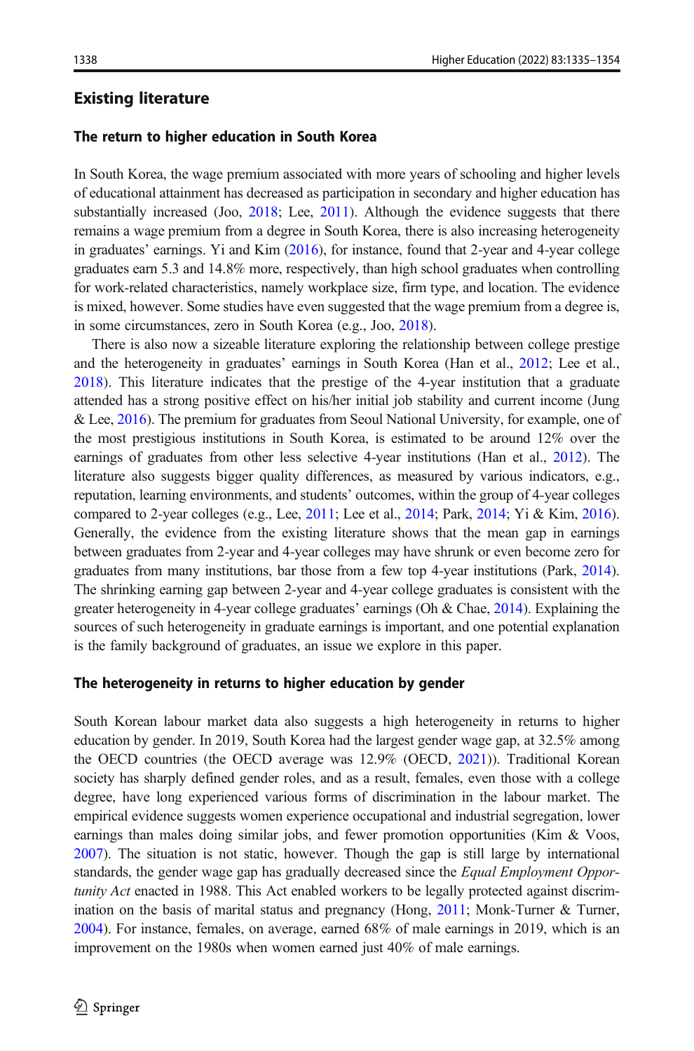## Existing literature

### The return to higher education in South Korea

In South Korea, the wage premium associated with more years of schooling and higher levels of educational attainment has decreased as participation in secondary and higher education has substantially increased (Joo, 2018; Lee, 2011). Although the evidence suggests that there remains a wage premium from a degree in South Korea, there is also increasing heterogeneity in graduates' earnings. Yi and Kim (2016), for instance, found that 2-year and 4-year college graduates earn 5.3 and 14.8% more, respectively, than high school graduates when controlling for work-related characteristics, namely workplace size, firm type, and location. The evidence is mixed, however. Some studies have even suggested that the wage premium from a degree is, in some circumstances, zero in South Korea (e.g., Joo, 2018).

There is also now a sizeable literature exploring the relationship between college prestige and the heterogeneity in graduates' earnings in South Korea (Han et al., 2012; Lee et al., 2018). This literature indicates that the prestige of the 4-year institution that a graduate attended has a strong positive effect on his/her initial job stability and current income (Jung & Lee, 2016). The premium for graduates from Seoul National University, for example, one of the most prestigious institutions in South Korea, is estimated to be around 12% over the earnings of graduates from other less selective 4-year institutions (Han et al., 2012). The literature also suggests bigger quality differences, as measured by various indicators, e.g., reputation, learning environments, and students' outcomes, within the group of 4-year colleges compared to 2-year colleges (e.g., Lee, 2011; Lee et al., 2014; Park, 2014; Yi & Kim, 2016). Generally, the evidence from the existing literature shows that the mean gap in earnings between graduates from 2-year and 4-year colleges may have shrunk or even become zero for graduates from many institutions, bar those from a few top 4-year institutions (Park, 2014). The shrinking earning gap between 2-year and 4-year college graduates is consistent with the greater heterogeneity in 4-year college graduates' earnings (Oh & Chae, 2014). Explaining the sources of such heterogeneity in graduate earnings is important, and one potential explanation is the family background of graduates, an issue we explore in this paper.

### The heterogeneity in returns to higher education by gender

South Korean labour market data also suggests a high heterogeneity in returns to higher education by gender. In 2019, South Korea had the largest gender wage gap, at 32.5% among the OECD countries (the OECD average was 12.9% (OECD, 2021)). Traditional Korean society has sharply defined gender roles, and as a result, females, even those with a college degree, have long experienced various forms of discrimination in the labour market. The empirical evidence suggests women experience occupational and industrial segregation, lower earnings than males doing similar jobs, and fewer promotion opportunities (Kim & Voos, 2007). The situation is not static, however. Though the gap is still large by international standards, the gender wage gap has gradually decreased since the *Equal Employment Opportunity Act* enacted in 1988. This Act enabled workers to be legally protected against discrimination on the basis of marital status and pregnancy (Hong, 2011; Monk-Turner & Turner, 2004). For instance, females, on average, earned 68% of male earnings in 2019, which is an improvement on the 1980s when women earned just 40% of male earnings.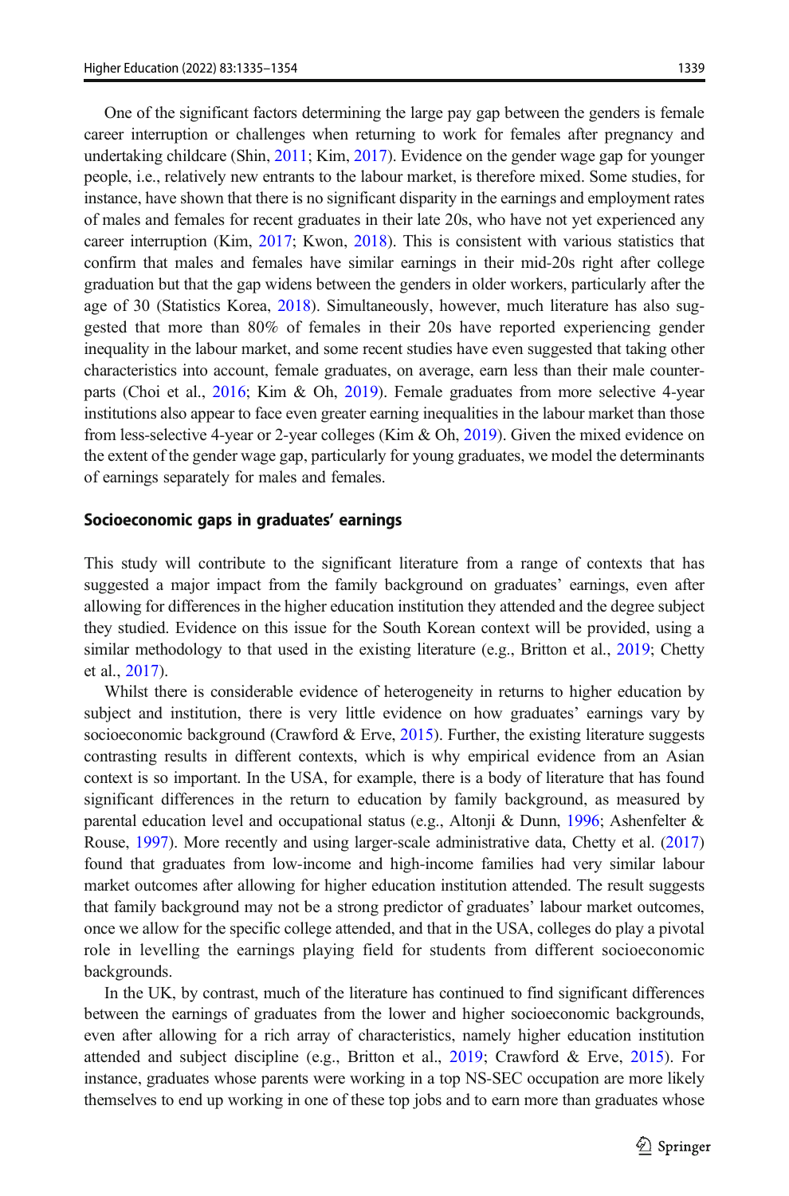One of the significant factors determining the large pay gap between the genders is female career interruption or challenges when returning to work for females after pregnancy and undertaking childcare (Shin, 2011; Kim, 2017). Evidence on the gender wage gap for younger people, i.e., relatively new entrants to the labour market, is therefore mixed. Some studies, for instance, have shown that there is no significant disparity in the earnings and employment rates of males and females for recent graduates in their late 20s, who have not yet experienced any career interruption (Kim, 2017; Kwon, 2018). This is consistent with various statistics that confirm that males and females have similar earnings in their mid-20s right after college graduation but that the gap widens between the genders in older workers, particularly after the age of 30 (Statistics Korea, 2018). Simultaneously, however, much literature has also suggested that more than 80% of females in their 20s have reported experiencing gender inequality in the labour market, and some recent studies have even suggested that taking other characteristics into account, female graduates, on average, earn less than their male counterparts (Choi et al., 2016; Kim & Oh, 2019). Female graduates from more selective 4-year institutions also appear to face even greater earning inequalities in the labour market than those from less-selective 4-year or 2-year colleges (Kim & Oh, 2019). Given the mixed evidence on the extent of the gender wage gap, particularly for young graduates, we model the determinants of earnings separately for males and females.

### Socioeconomic gaps in graduates' earnings

This study will contribute to the significant literature from a range of contexts that has suggested a major impact from the family background on graduates' earnings, even after allowing for differences in the higher education institution they attended and the degree subject they studied. Evidence on this issue for the South Korean context will be provided, using a similar methodology to that used in the existing literature (e.g., Britton et al., 2019; Chetty et al., 2017).

Whilst there is considerable evidence of heterogeneity in returns to higher education by subject and institution, there is very little evidence on how graduates' earnings vary by socioeconomic background (Crawford & Erve, 2015). Further, the existing literature suggests contrasting results in different contexts, which is why empirical evidence from an Asian context is so important. In the USA, for example, there is a body of literature that has found significant differences in the return to education by family background, as measured by parental education level and occupational status (e.g., Altonji & Dunn, 1996; Ashenfelter & Rouse, 1997). More recently and using larger-scale administrative data, Chetty et al. (2017) found that graduates from low-income and high-income families had very similar labour market outcomes after allowing for higher education institution attended. The result suggests that family background may not be a strong predictor of graduates' labour market outcomes, once we allow for the specific college attended, and that in the USA, colleges do play a pivotal role in levelling the earnings playing field for students from different socioeconomic backgrounds.

In the UK, by contrast, much of the literature has continued to find significant differences between the earnings of graduates from the lower and higher socioeconomic backgrounds, even after allowing for a rich array of characteristics, namely higher education institution attended and subject discipline (e.g., Britton et al., 2019; Crawford & Erve, 2015). For instance, graduates whose parents were working in a top NS-SEC occupation are more likely themselves to end up working in one of these top jobs and to earn more than graduates whose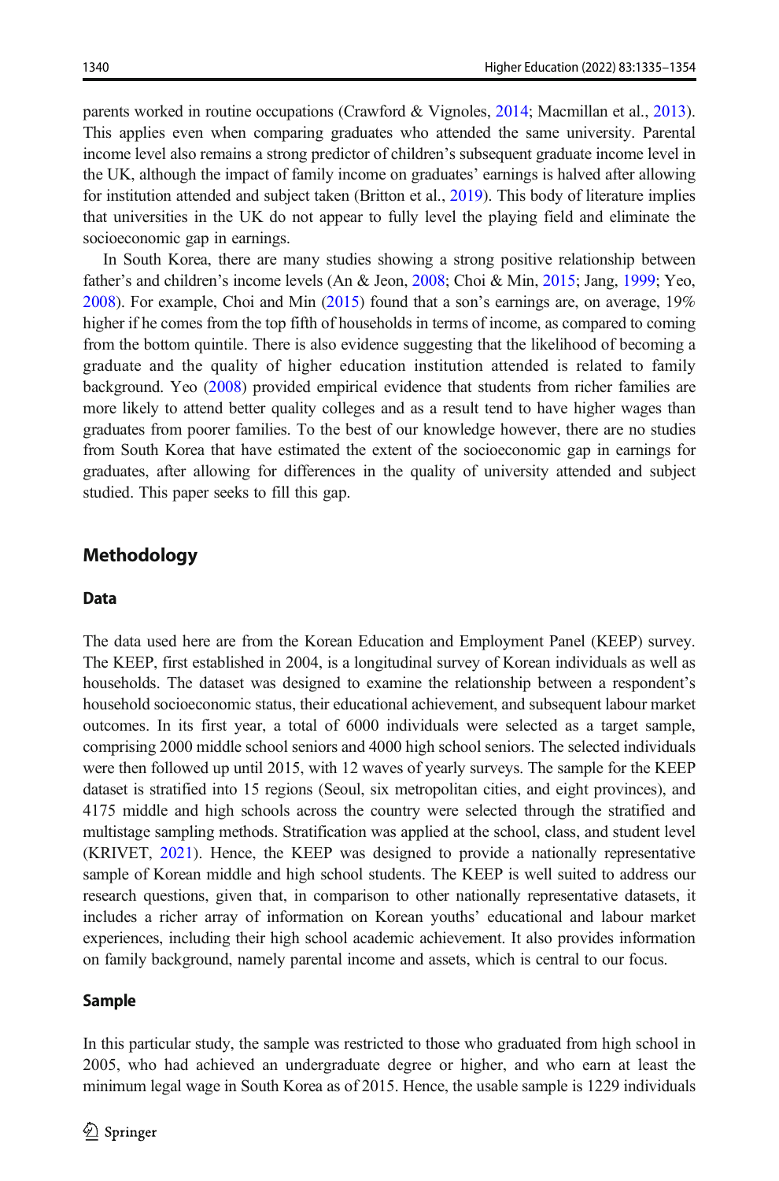parents worked in routine occupations (Crawford & Vignoles, 2014; Macmillan et al., 2013). This applies even when comparing graduates who attended the same university. Parental income level also remains a strong predictor of children's subsequent graduate income level in the UK, although the impact of family income on graduates' earnings is halved after allowing for institution attended and subject taken (Britton et al., 2019). This body of literature implies that universities in the UK do not appear to fully level the playing field and eliminate the socioeconomic gap in earnings.

In South Korea, there are many studies showing a strong positive relationship between father's and children's income levels (An & Jeon, 2008; Choi & Min, 2015; Jang, 1999; Yeo, 2008). For example, Choi and Min (2015) found that a son's earnings are, on average, 19% higher if he comes from the top fifth of households in terms of income, as compared to coming from the bottom quintile. There is also evidence suggesting that the likelihood of becoming a graduate and the quality of higher education institution attended is related to family background. Yeo (2008) provided empirical evidence that students from richer families are more likely to attend better quality colleges and as a result tend to have higher wages than graduates from poorer families. To the best of our knowledge however, there are no studies from South Korea that have estimated the extent of the socioeconomic gap in earnings for graduates, after allowing for differences in the quality of university attended and subject studied. This paper seeks to fill this gap.

## Methodology

### Data

The data used here are from the Korean Education and Employment Panel (KEEP) survey. The KEEP, first established in 2004, is a longitudinal survey of Korean individuals as well as households. The dataset was designed to examine the relationship between a respondent's household socioeconomic status, their educational achievement, and subsequent labour market outcomes. In its first year, a total of 6000 individuals were selected as a target sample, comprising 2000 middle school seniors and 4000 high school seniors. The selected individuals were then followed up until 2015, with 12 waves of yearly surveys. The sample for the KEEP dataset is stratified into 15 regions (Seoul, six metropolitan cities, and eight provinces), and 4175 middle and high schools across the country were selected through the stratified and multistage sampling methods. Stratification was applied at the school, class, and student level (KRIVET, 2021). Hence, the KEEP was designed to provide a nationally representative sample of Korean middle and high school students. The KEEP is well suited to address our research questions, given that, in comparison to other nationally representative datasets, it includes a richer array of information on Korean youths' educational and labour market experiences, including their high school academic achievement. It also provides information on family background, namely parental income and assets, which is central to our focus.

### Sample

In this particular study, the sample was restricted to those who graduated from high school in 2005, who had achieved an undergraduate degree or higher, and who earn at least the minimum legal wage in South Korea as of 2015. Hence, the usable sample is 1229 individuals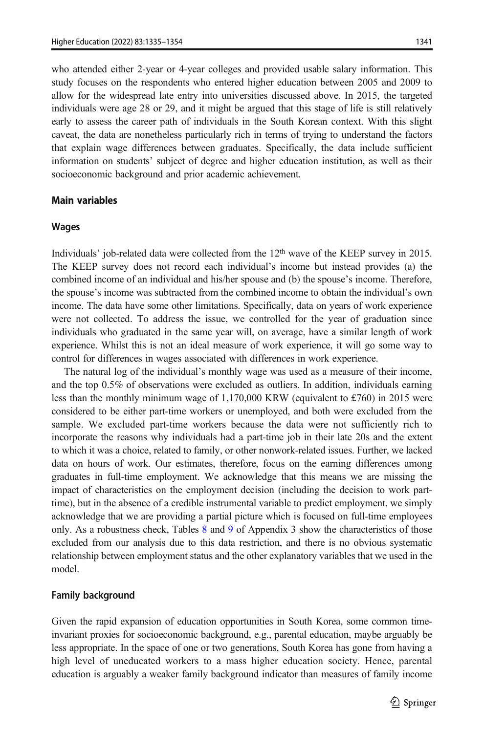who attended either 2-year or 4-year colleges and provided usable salary information. This study focuses on the respondents who entered higher education between 2005 and 2009 to allow for the widespread late entry into universities discussed above. In 2015, the targeted individuals were age 28 or 29, and it might be argued that this stage of life is still relatively early to assess the career path of individuals in the South Korean context. With this slight caveat, the data are nonetheless particularly rich in terms of trying to understand the factors that explain wage differences between graduates. Specifically, the data include sufficient information on students' subject of degree and higher education institution, as well as their socioeconomic background and prior academic achievement.

### Main variables

#### Wages

Individuals' job-related data were collected from the 12th wave of the KEEP survey in 2015. The KEEP survey does not record each individual's income but instead provides (a) the combined income of an individual and his/her spouse and (b) the spouse's income. Therefore, the spouse's income was subtracted from the combined income to obtain the individual's own income. The data have some other limitations. Specifically, data on years of work experience were not collected. To address the issue, we controlled for the year of graduation since individuals who graduated in the same year will, on average, have a similar length of work experience. Whilst this is not an ideal measure of work experience, it will go some way to control for differences in wages associated with differences in work experience.

The natural log of the individual's monthly wage was used as a measure of their income, and the top 0.5% of observations were excluded as outliers. In addition, individuals earning less than the monthly minimum wage of 1,170,000 KRW (equivalent to £760) in 2015 were considered to be either part-time workers or unemployed, and both were excluded from the sample. We excluded part-time workers because the data were not sufficiently rich to incorporate the reasons why individuals had a part-time job in their late 20s and the extent to which it was a choice, related to family, or other nonwork-related issues. Further, we lacked data on hours of work. Our estimates, therefore, focus on the earning differences among graduates in full-time employment. We acknowledge that this means we are missing the impact of characteristics on the employment decision (including the decision to work part-time), but in the absence of a credible instrumental variable to predict employment, we simply acknowledge that we are providing a partial picture which is focused on full-time employees only. As a robustness check, Tables 8 and 9 of Appendix 3 show the characteristics of those excluded from our analysis due to this data restriction, and there is no obvious systematic relationship between employment status and the other explanatory variables that we used in the model.

#### Family background

Given the rapid expansion of education opportunities in South Korea, some common time-invariant proxies for socioeconomic background, e.g., parental education, maybe arguably be less appropriate. In the space of one or two generations, South Korea has gone from having a high level of uneducated workers to a mass higher education society. Hence, parental education is arguably a weaker family background indicator than measures of family income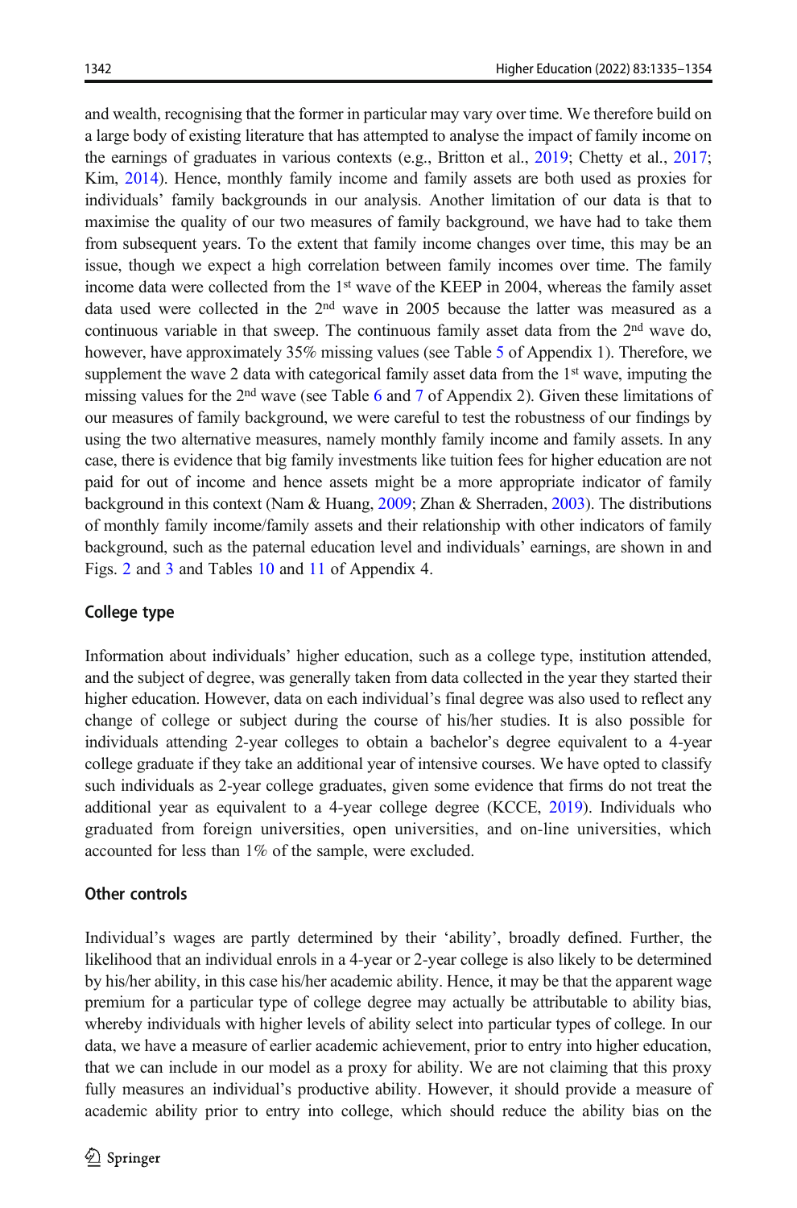and wealth, recognising that the former in particular may vary over time. We therefore build on a large body of existing literature that has attempted to analyse the impact of family income on the earnings of graduates in various contexts (e.g., Britton et al., 2019; Chetty et al., 2017; Kim, 2014). Hence, monthly family income and family assets are both used as proxies for individuals' family backgrounds in our analysis. Another limitation of our data is that to maximise the quality of our two measures of family background, we have had to take them from subsequent years. To the extent that family income changes over time, this may be an issue, though we expect a high correlation between family incomes over time. The family income data were collected from the 1st wave of the KEEP in 2004, whereas the family asset data used were collected in the 2nd wave in 2005 because the latter was measured as a continuous variable in that sweep. The continuous family asset data from the 2nd wave do, however, have approximately 35% missing values (see Table 5 of Appendix 1). Therefore, we supplement the wave 2 data with categorical family asset data from the 1st wave, imputing the missing values for the 2nd wave (see Table 6 and 7 of Appendix 2). Given these limitations of our measures of family background, we were careful to test the robustness of our findings by using the two alternative measures, namely monthly family income and family assets. In any case, there is evidence that big family investments like tuition fees for higher education are not paid for out of income and hence assets might be a more appropriate indicator of family background in this context (Nam & Huang, 2009; Zhan & Sherraden, 2003). The distributions of monthly family income/family assets and their relationship with other indicators of family background, such as the paternal education level and individuals' earnings, are shown in and Figs. 2 and 3 and Tables 10 and 11 of Appendix 4.

### College type

Information about individuals' higher education, such as a college type, institution attended, and the subject of degree, was generally taken from data collected in the year they started their higher education. However, data on each individual's final degree was also used to reflect any change of college or subject during the course of his/her studies. It is also possible for individuals attending 2-year colleges to obtain a bachelor's degree equivalent to a 4-year college graduate if they take an additional year of intensive courses. We have opted to classify such individuals as 2-year college graduates, given some evidence that firms do not treat the additional year as equivalent to a 4-year college degree (KCCE, 2019). Individuals who graduated from foreign universities, open universities, and on-line universities, which accounted for less than 1% of the sample, were excluded.

### Other controls

Individual's wages are partly determined by their 'ability', broadly defined. Further, the likelihood that an individual enrols in a 4-year or 2-year college is also likely to be determined by his/her ability, in this case his/her academic ability. Hence, it may be that the apparent wage premium for a particular type of college degree may actually be attributable to ability bias, whereby individuals with higher levels of ability select into particular types of college. In our data, we have a measure of earlier academic achievement, prior to entry into higher education, that we can include in our model as a proxy for ability. We are not claiming that this proxy fully measures an individual's productive ability. However, it should provide a measure of academic ability prior to entry into college, which should reduce the ability bias on the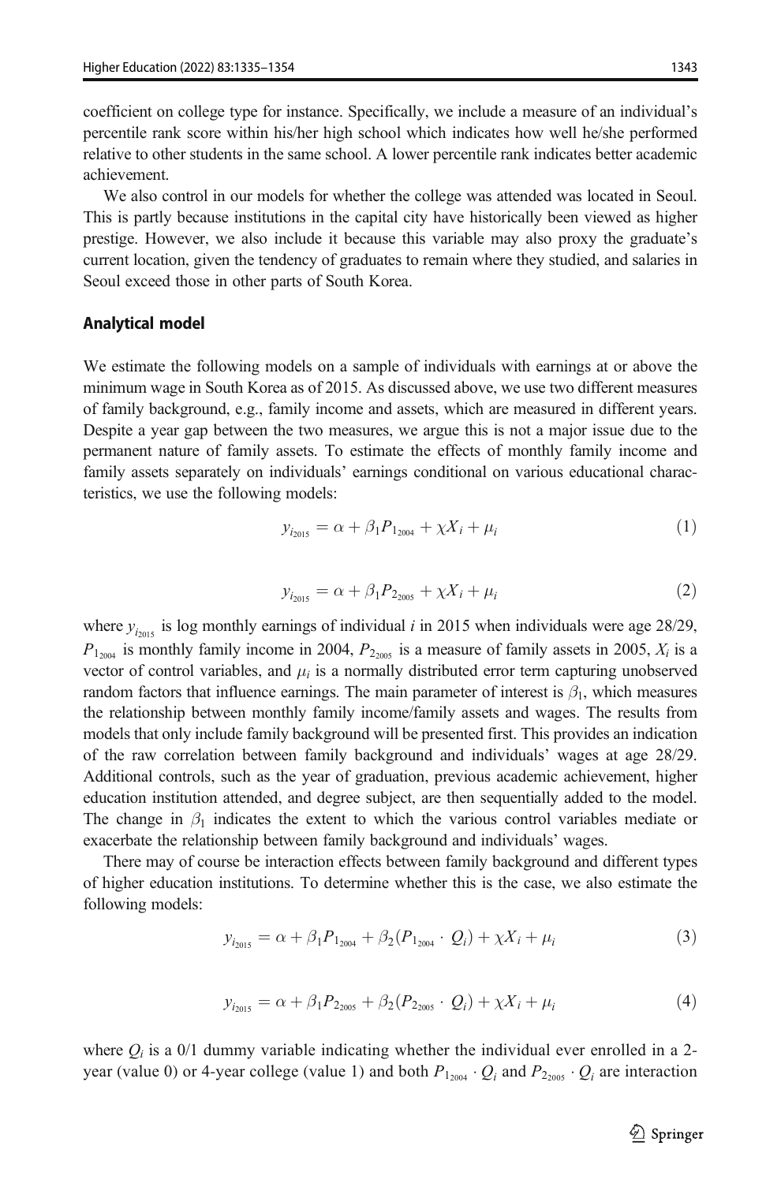coefficient on college type for instance. Specifically, we include a measure of an individual's percentile rank score within his/her high school which indicates how well he/she performed relative to other students in the same school. A lower percentile rank indicates better academic achievement.

We also control in our models for whether the college was attended was located in Seoul. This is partly because institutions in the capital city have historically been viewed as higher prestige. However, we also include it because this variable may also proxy the graduate's current location, given the tendency of graduates to remain where they studied, and salaries in Seoul exceed those in other parts of South Korea.

### Analytical model

We estimate the following models on a sample of individuals with earnings at or above the minimum wage in South Korea as of 2015. As discussed above, we use two different measures of family background, e.g., family income and assets, which are measured in different years. Despite a year gap between the two measures, we argue this is not a major issue due to the permanent nature of family assets. To estimate the effects of monthly family income and family assets separately on individuals' earnings conditional on various educational characteristics, we use the following models:

$$y_{i_{2015}} = \alpha + \beta_1 P_{1_{2004}} + \chi X_i + \mu_i \tag{1}$$

$$y_{i_{2015}} = \alpha + \beta_1 P_{2_{2005}} + \chi X_i + \mu_i \tag{2}$$

where $y_{i_{2015}}$ is log monthly earnings of individual $i$ in 2015 when individuals were age 28/29, $P_{1_{2004}}$ is monthly family income in 2004, $P_{2_{2005}}$ is a measure of family assets in 2005, $X_i$ is a vector of control variables, and $\mu_i$ is a normally distributed error term capturing unobserved random factors that influence earnings. The main parameter of interest is $\beta_1$, which measures the relationship between monthly family income/family assets and wages. The results from models that only include family background will be presented first. This provides an indication of the raw correlation between family background and individuals' wages at age 28/29. Additional controls, such as the year of graduation, previous academic achievement, higher education institution attended, and degree subject, are then sequentially added to the model. The change in $\beta_1$ indicates the extent to which the various control variables mediate or exacerbate the relationship between family background and individuals' wages.

There may of course be interaction effects between family background and different types of higher education institutions. To determine whether this is the case, we also estimate the following models:

$$y_{i_{2015}} = \alpha + \beta_1 P_{1_{2004}} + \beta_2 (P_{1_{2004}} \cdot Q_i) + \chi X_i + \mu_i \tag{3}$$

$$y_{i_{2015}} = \alpha + \beta_1 P_{2_{2005}} + \beta_2 (P_{2_{2005}} \cdot Q_i) + \chi X_i + \mu_i \tag{4}$$

where $Q_i$ is a 0/1 dummy variable indicating whether the individual ever enrolled in a 2-year (value 0) or 4-year college (value 1) and both $P_{1_{2004}} \cdot Q_i$ and $P_{2_{2005}} \cdot Q_i$ are interaction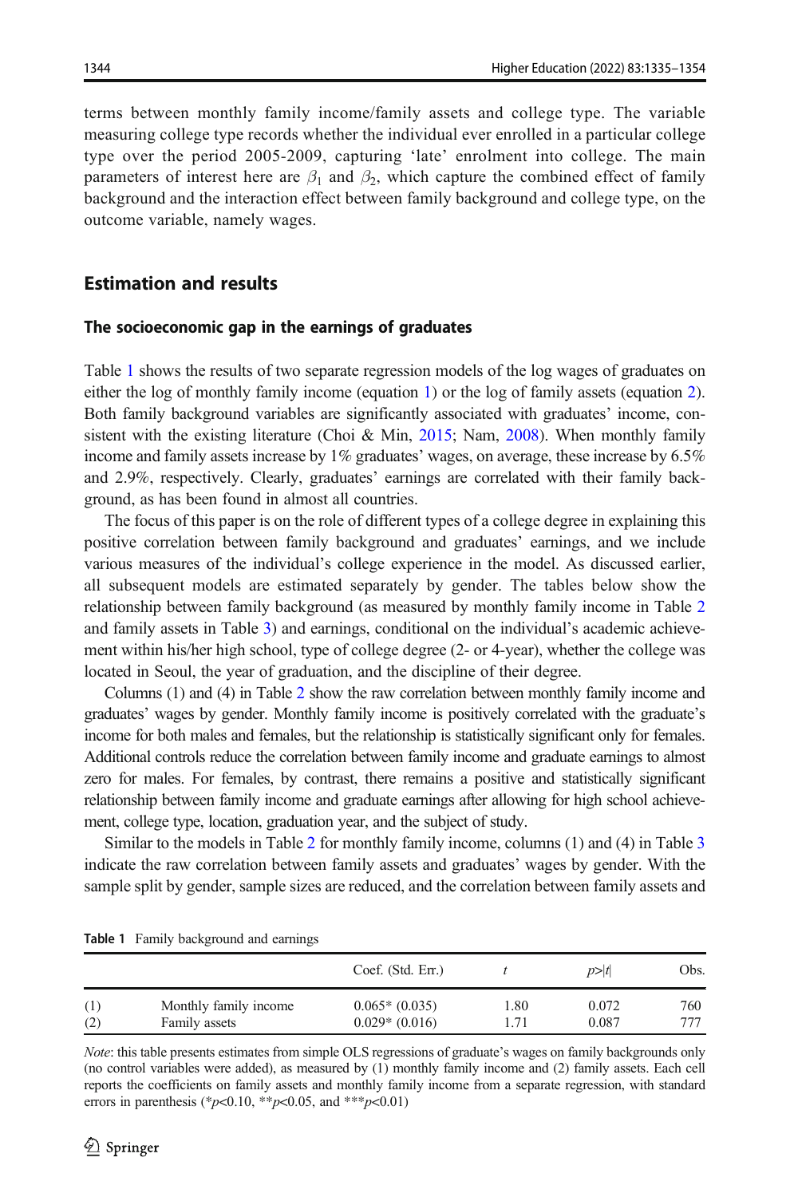terms between monthly family income/family assets and college type. The variable measuring college type records whether the individual ever enrolled in a particular college type over the period 2005-2009, capturing 'late' enrolment into college. The main parameters of interest here are $\beta_1$ and $\beta_2$, which capture the combined effect of family background and the interaction effect between family background and college type, on the outcome variable, namely wages.

## Estimation and results

### The socioeconomic gap in the earnings of graduates

Table 1 shows the results of two separate regression models of the log wages of graduates on either the log of monthly family income (equation 1) or the log of family assets (equation 2). Both family background variables are significantly associated with graduates' income, consistent with the existing literature (Choi & Min, 2015; Nam, 2008). When monthly family income and family assets increase by 1% graduates' wages, on average, these increase by 6.5% and 2.9%, respectively. Clearly, graduates' earnings are correlated with their family background, as has been found in almost all countries.

The focus of this paper is on the role of different types of a college degree in explaining this positive correlation between family background and graduates' earnings, and we include various measures of the individual's college experience in the model. As discussed earlier, all subsequent models are estimated separately by gender. The tables below show the relationship between family background (as measured by monthly family income in Table 2 and family assets in Table 3) and earnings, conditional on the individual's academic achievement within his/her high school, type of college degree (2- or 4-year), whether the college was located in Seoul, the year of graduation, and the discipline of their degree.

Columns (1) and (4) in Table 2 show the raw correlation between monthly family income and graduates' wages by gender. Monthly family income is positively correlated with the graduate's income for both males and females, but the relationship is statistically significant only for females. Additional controls reduce the correlation between family income and graduate earnings to almost zero for males. For females, by contrast, there remains a positive and statistically significant relationship between family income and graduate earnings after allowing for high school achievement, college type, location, graduation year, and the subject of study.

Similar to the models in Table 2 for monthly family income, columns (1) and (4) in Table 3 indicate the raw correlation between family assets and graduates' wages by gender. With the sample split by gender, sample sizes are reduced, and the correlation between family assets and

**Table 1** Family background and earnings

| | | Coef. (Std. Err.) | $t$ | $p>\|t\|$ | Obs. |
|---|---|---|---|---|---|
| (1) | Monthly family income | 0.065* (0.035) | 1.80 | 0.072 | 760 |
| (2) | Family assets | 0.029* (0.016) | 1.71 | 0.087 | 777 |

*Note*: this table presents estimates from simple OLS regressions of graduate's wages on family backgrounds only (no control variables were added), as measured by (1) monthly family income and (2) family assets. Each cell reports the coefficients on family assets and monthly family income from a separate regression, with standard errors in parenthesis (*$p$<0.10, **$p$<0.05, and ***$p$<0.01)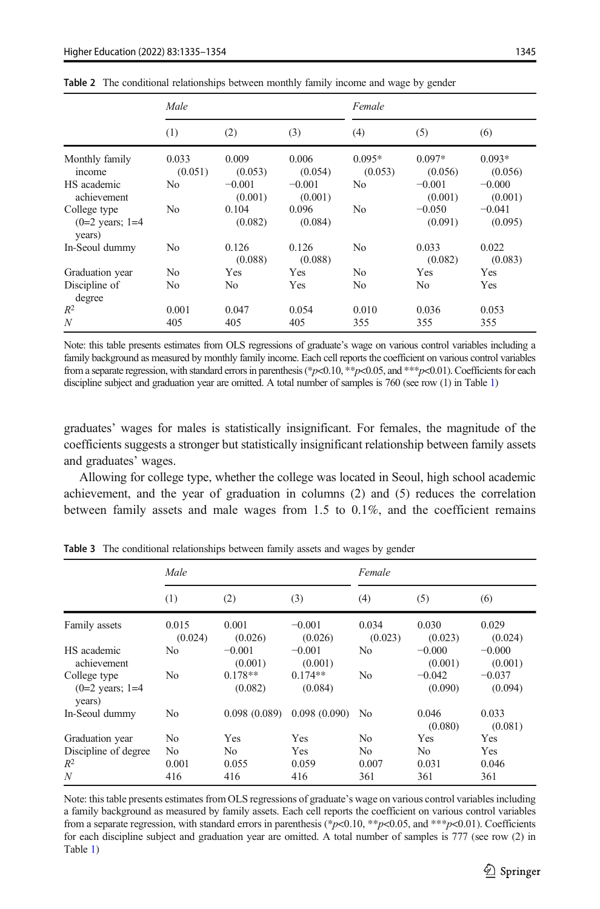**Table 2** The conditional relationships between monthly family income and wage by gender

| | *Male* | | | *Female* | | |
|---|---|---|---|---|---|---|
| | (1) | (2) | (3) | (4) | (5) | (6) |
| Monthly family income | 0.033 (0.051) | 0.009 (0.053) | 0.006 (0.054) | 0.095* (0.053) | 0.097* (0.056) | 0.093* (0.056) |
| HS academic achievement | No | −0.001 (0.001) | −0.001 (0.001) | No | −0.001 (0.001) | −0.000 (0.001) |
| College type (0=2 years; 1=4 years) | No | 0.104 (0.082) | 0.096 (0.084) | No | −0.050 (0.091) | −0.041 (0.095) |
| In-Seoul dummy | No | 0.126 (0.088) | 0.126 (0.088) | No | 0.033 (0.082) | 0.022 (0.083) |
| Graduation year | No | Yes | Yes | No | Yes | Yes |
| Discipline of degree | No | No | Yes | No | No | Yes |
| $R^2$ | 0.001 | 0.047 | 0.054 | 0.010 | 0.036 | 0.053 |
| $N$ | 405 | 405 | 405 | 355 | 355 | 355 |

Note: this table presents estimates from OLS regressions of graduate's wage on various control variables including a family background as measured by monthly family income. Each cell reports the coefficient on various control variables from a separate regression, with standard errors in parenthesis (*$p$<0.10, **$p$<0.05, and ***$p$<0.01). Coefficients for each discipline subject and graduation year are omitted. A total number of samples is 760 (see row (1) in Table 1)

graduates' wages for males is statistically insignificant. For females, the magnitude of the coefficients suggests a stronger but statistically insignificant relationship between family assets and graduates' wages.

Allowing for college type, whether the college was located in Seoul, high school academic achievement, and the year of graduation in columns (2) and (5) reduces the correlation between family assets and male wages from 1.5 to 0.1%, and the coefficient remains

**Table 3** The conditional relationships between family assets and wages by gender

| | *Male* | | | *Female* | | |
|---|---|---|---|---|---|---|
| | (1) | (2) | (3) | (4) | (5) | (6) |
| Family assets | 0.015 (0.024) | 0.001 (0.026) | −0.001 (0.026) | 0.034 (0.023) | 0.030 (0.023) | 0.029 (0.024) |
| HS academic achievement | No | −0.001 (0.001) | −0.001 (0.001) | No | −0.000 (0.001) | −0.000 (0.001) |
| College type (0=2 years; 1=4 years) | No | 0.178** (0.082) | 0.174** (0.084) | No | −0.042 (0.090) | −0.037 (0.094) |
| In-Seoul dummy | No | 0.098 (0.089) | 0.098 (0.090) | No | 0.046 (0.080) | 0.033 (0.081) |
| Graduation year | No | Yes | Yes | No | Yes | Yes |
| Discipline of degree | No | No | Yes | No | No | Yes |
| $R^2$ | 0.001 | 0.055 | 0.059 | 0.007 | 0.031 | 0.046 |
| $N$ | 416 | 416 | 416 | 361 | 361 | 361 |

Note: this table presents estimates from OLS regressions of graduate's wage on various control variables including a family background as measured by family assets. Each cell reports the coefficient on various control variables from a separate regression, with standard errors in parenthesis (*$p$<0.10, **$p$<0.05, and ***$p$<0.01). Coefficients for each discipline subject and graduation year are omitted. A total number of samples is 777 (see row (2) in Table 1)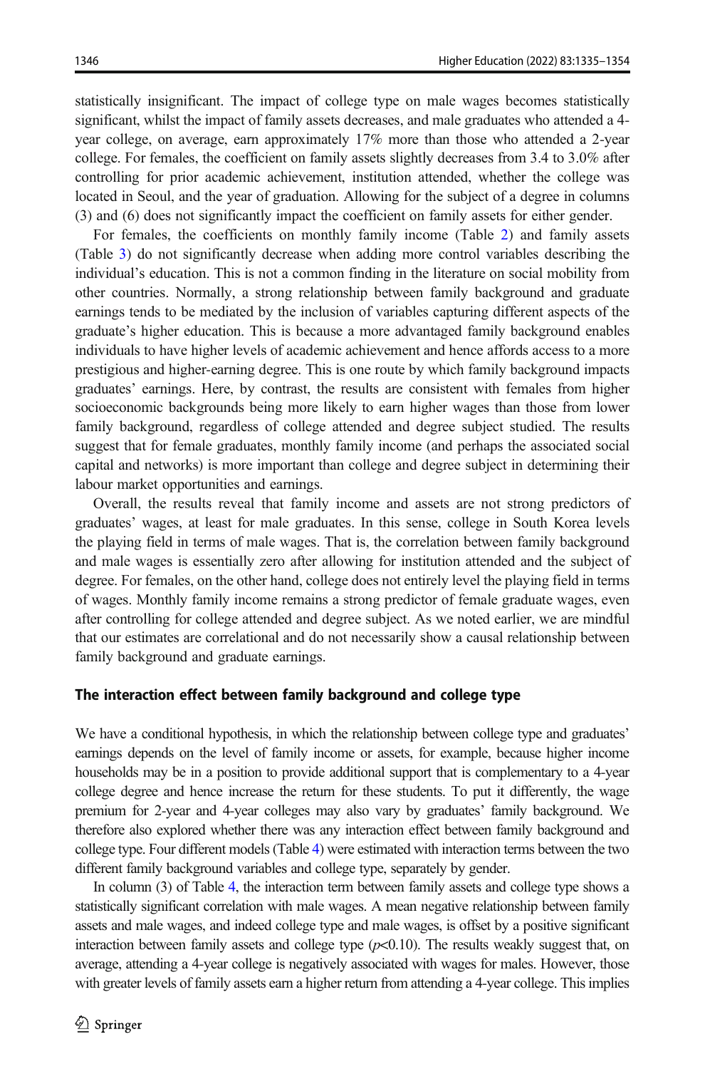statistically insignificant. The impact of college type on male wages becomes statistically significant, whilst the impact of family assets decreases, and male graduates who attended a 4-year college, on average, earn approximately 17% more than those who attended a 2-year college. For females, the coefficient on family assets slightly decreases from 3.4 to 3.0% after controlling for prior academic achievement, institution attended, whether the college was located in Seoul, and the year of graduation. Allowing for the subject of a degree in columns (3) and (6) does not significantly impact the coefficient on family assets for either gender.

For females, the coefficients on monthly family income (Table 2) and family assets (Table 3) do not significantly decrease when adding more control variables describing the individual's education. This is not a common finding in the literature on social mobility from other countries. Normally, a strong relationship between family background and graduate earnings tends to be mediated by the inclusion of variables capturing different aspects of the graduate's higher education. This is because a more advantaged family background enables individuals to have higher levels of academic achievement and hence affords access to a more prestigious and higher-earning degree. This is one route by which family background impacts graduates' earnings. Here, by contrast, the results are consistent with females from higher socioeconomic backgrounds being more likely to earn higher wages than those from lower family background, regardless of college attended and degree subject studied. The results suggest that for female graduates, monthly family income (and perhaps the associated social capital and networks) is more important than college and degree subject in determining their labour market opportunities and earnings.

Overall, the results reveal that family income and assets are not strong predictors of graduates' wages, at least for male graduates. In this sense, college in South Korea levels the playing field in terms of male wages. That is, the correlation between family background and male wages is essentially zero after allowing for institution attended and the subject of degree. For females, on the other hand, college does not entirely level the playing field in terms of wages. Monthly family income remains a strong predictor of female graduate wages, even after controlling for college attended and degree subject. As we noted earlier, we are mindful that our estimates are correlational and do not necessarily show a causal relationship between family background and graduate earnings.

### The interaction effect between family background and college type

We have a conditional hypothesis, in which the relationship between college type and graduates' earnings depends on the level of family income or assets, for example, because higher income households may be in a position to provide additional support that is complementary to a 4-year college degree and hence increase the return for these students. To put it differently, the wage premium for 2-year and 4-year colleges may also vary by graduates' family background. We therefore also explored whether there was any interaction effect between family background and college type. Four different models (Table 4) were estimated with interaction terms between the two different family background variables and college type, separately by gender.

In column (3) of Table 4, the interaction term between family assets and college type shows a statistically significant correlation with male wages. A mean negative relationship between family assets and male wages, and indeed college type and male wages, is offset by a positive significant interaction between family assets and college type ($p<0.10$). The results weakly suggest that, on average, attending a 4-year college is negatively associated with wages for males. However, those with greater levels of family assets earn a higher return from attending a 4-year college. This implies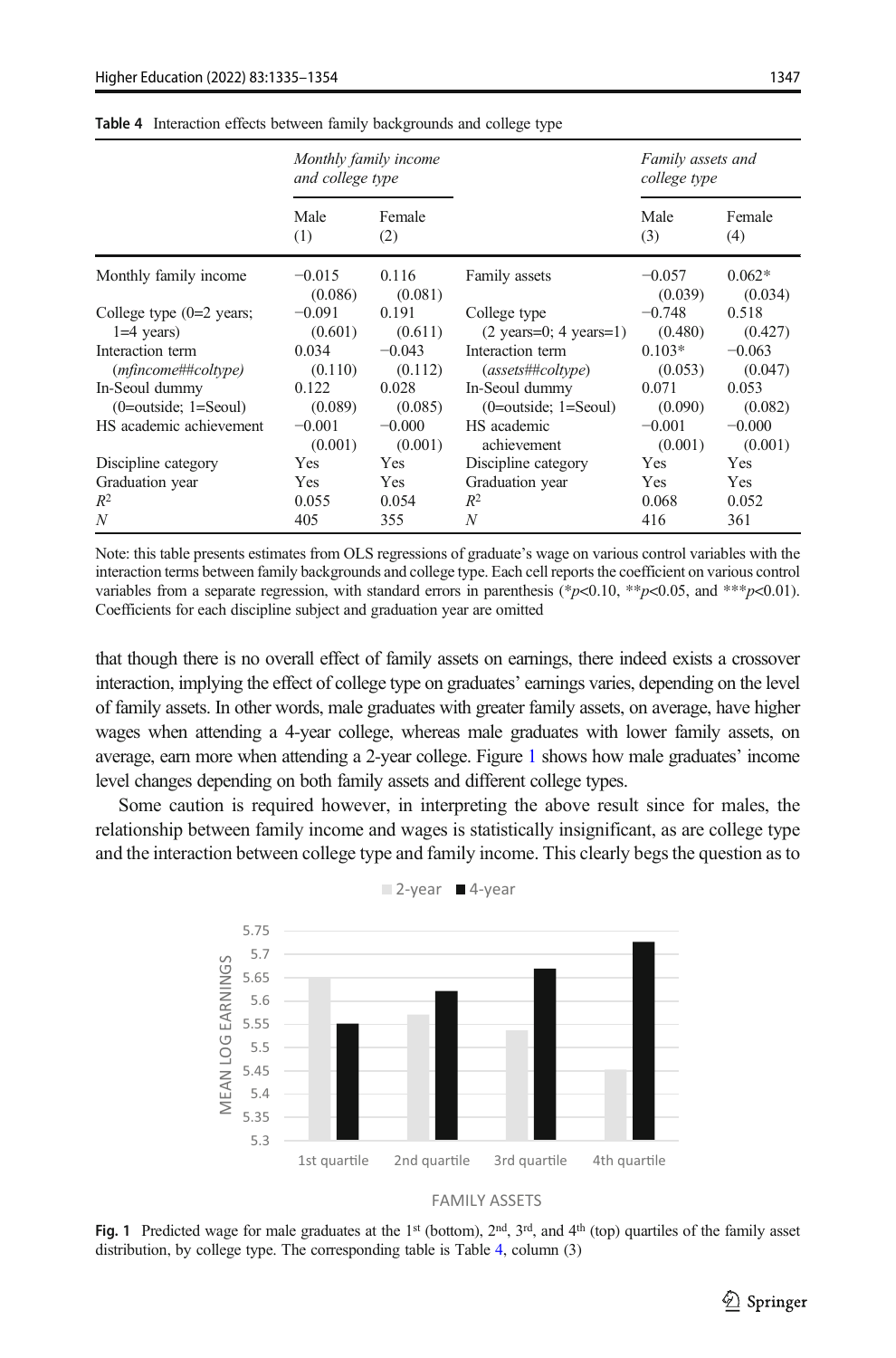**Table 4** Interaction effects between family backgrounds and college type

| | *Monthly family income and college type* | | | *Family assets and college type* | |
|---|---|---|---|---|---|
| | Male (1) | Female (2) | | Male (3) | Female (4) |
| Monthly family income | −0.015 (0.086) | 0.116 (0.081) | Family assets | −0.057 (0.039) | 0.062* (0.034) |
| College type (0=2 years; 1=4 years) | −0.091 (0.601) | 0.191 (0.611) | College type (2 years=0; 4 years=1) | −0.748 (0.480) | 0.518 (0.427) |
| Interaction term (*mfincome##coltype*) | 0.034 (0.110) | −0.043 (0.112) | Interaction term (*assets##coltype*) | 0.103* (0.053) | −0.063 (0.047) |
| In-Seoul dummy (0=outside; 1=Seoul) | 0.122 (0.089) | 0.028 (0.085) | In-Seoul dummy (0=outside; 1=Seoul) | 0.071 (0.090) | 0.053 (0.082) |
| HS academic achievement | −0.001 (0.001) | −0.000 (0.001) | HS academic achievement | −0.001 (0.001) | −0.000 (0.001) |
| Discipline category | Yes | Yes | Discipline category | Yes | Yes |
| Graduation year | Yes | Yes | Graduation year | Yes | Yes |
| $R^2$ | 0.055 | 0.054 | $R^2$ | 0.068 | 0.052 |
| $N$ | 405 | 355 | $N$ | 416 | 361 |

Note: this table presents estimates from OLS regressions of graduate's wage on various control variables with the interaction terms between family backgrounds and college type. Each cell reports the coefficient on various control variables from a separate regression, with standard errors in parenthesis (*$p$<0.10, **$p$<0.05, and ***$p$<0.01). Coefficients for each discipline subject and graduation year are omitted

that though there is no overall effect of family assets on earnings, there indeed exists a crossover interaction, implying the effect of college type on graduates' earnings varies, depending on the level of family assets. In other words, male graduates with greater family assets, on average, have higher wages when attending a 4-year college, whereas male graduates with lower family assets, on average, earn more when attending a 2-year college. Figure 1 shows how male graduates' income level changes depending on both family assets and different college types.

Some caution is required however, in interpreting the above result since for males, the relationship between family income and wages is statistically insignificant, as are college type and the interaction between college type and family income. This clearly begs the question as to

**Fig. 1** Predicted wage for male graduates at the 1st (bottom), 2nd, 3rd, and 4th (top) quartiles of the family asset distribution, by college type. The corresponding table is Table 4, column (3)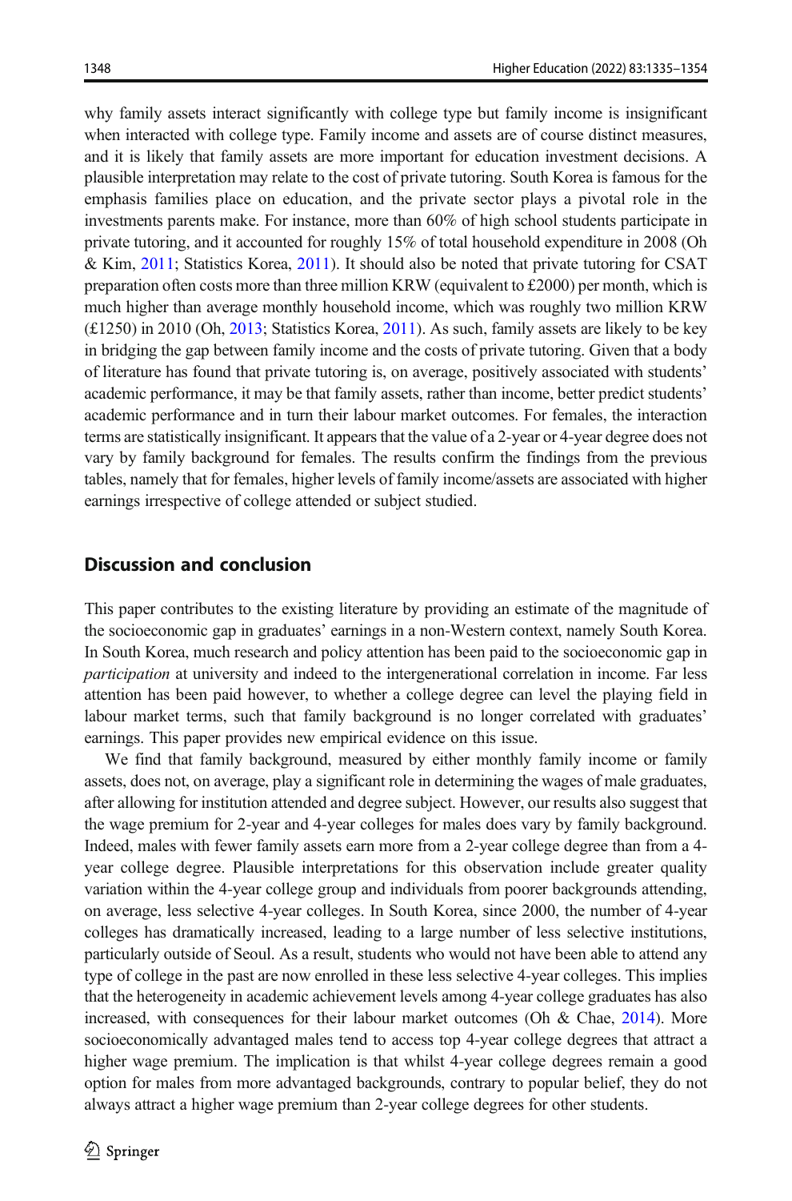why family assets interact significantly with college type but family income is insignificant when interacted with college type. Family income and assets are of course distinct measures, and it is likely that family assets are more important for education investment decisions. A plausible interpretation may relate to the cost of private tutoring. South Korea is famous for the emphasis families place on education, and the private sector plays a pivotal role in the investments parents make. For instance, more than 60% of high school students participate in private tutoring, and it accounted for roughly 15% of total household expenditure in 2008 (Oh & Kim, 2011; Statistics Korea, 2011). It should also be noted that private tutoring for CSAT preparation often costs more than three million KRW (equivalent to £2000) per month, which is much higher than average monthly household income, which was roughly two million KRW (£1250) in 2010 (Oh, 2013; Statistics Korea, 2011). As such, family assets are likely to be key in bridging the gap between family income and the costs of private tutoring. Given that a body of literature has found that private tutoring is, on average, positively associated with students' academic performance, it may be that family assets, rather than income, better predict students' academic performance and in turn their labour market outcomes. For females, the interaction terms are statistically insignificant. It appears that the value of a 2-year or 4-year degree does not vary by family background for females. The results confirm the findings from the previous tables, namely that for females, higher levels of family income/assets are associated with higher earnings irrespective of college attended or subject studied.

## Discussion and conclusion

This paper contributes to the existing literature by providing an estimate of the magnitude of the socioeconomic gap in graduates' earnings in a non-Western context, namely South Korea. In South Korea, much research and policy attention has been paid to the socioeconomic gap in *participation* at university and indeed to the intergenerational correlation in income. Far less attention has been paid however, to whether a college degree can level the playing field in labour market terms, such that family background is no longer correlated with graduates' earnings. This paper provides new empirical evidence on this issue.

We find that family background, measured by either monthly family income or family assets, does not, on average, play a significant role in determining the wages of male graduates, after allowing for institution attended and degree subject. However, our results also suggest that the wage premium for 2-year and 4-year colleges for males does vary by family background. Indeed, males with fewer family assets earn more from a 2-year college degree than from a 4-year college degree. Plausible interpretations for this observation include greater quality variation within the 4-year college group and individuals from poorer backgrounds attending, on average, less selective 4-year colleges. In South Korea, since 2000, the number of 4-year colleges has dramatically increased, leading to a large number of less selective institutions, particularly outside of Seoul. As a result, students who would not have been able to attend any type of college in the past are now enrolled in these less selective 4-year colleges. This implies that the heterogeneity in academic achievement levels among 4-year college graduates has also increased, with consequences for their labour market outcomes (Oh & Chae, 2014). More socioeconomically advantaged males tend to access top 4-year college degrees that attract a higher wage premium. The implication is that whilst 4-year college degrees remain a good option for males from more advantaged backgrounds, contrary to popular belief, they do not always attract a higher wage premium than 2-year college degrees for other students.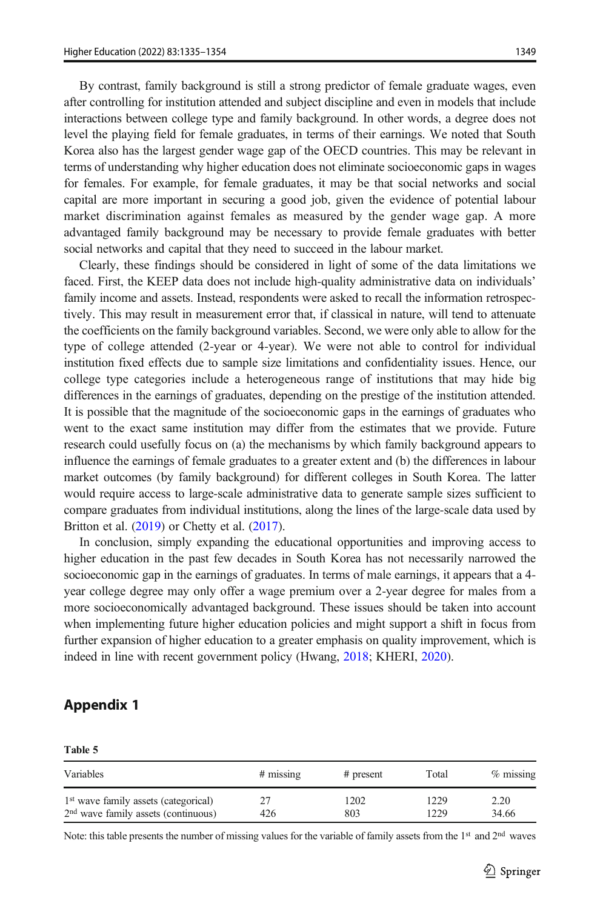By contrast, family background is still a strong predictor of female graduate wages, even after controlling for institution attended and subject discipline and even in models that include interactions between college type and family background. In other words, a degree does not level the playing field for female graduates, in terms of their earnings. We noted that South Korea also has the largest gender wage gap of the OECD countries. This may be relevant in terms of understanding why higher education does not eliminate socioeconomic gaps in wages for females. For example, for female graduates, it may be that social networks and social capital are more important in securing a good job, given the evidence of potential labour market discrimination against females as measured by the gender wage gap. A more advantaged family background may be necessary to provide female graduates with better social networks and capital that they need to succeed in the labour market.

Clearly, these findings should be considered in light of some of the data limitations we faced. First, the KEEP data does not include high-quality administrative data on individuals' family income and assets. Instead, respondents were asked to recall the information retrospectively. This may result in measurement error that, if classical in nature, will tend to attenuate the coefficients on the family background variables. Second, we were only able to allow for the type of college attended (2-year or 4-year). We were not able to control for individual institution fixed effects due to sample size limitations and confidentiality issues. Hence, our college type categories include a heterogeneous range of institutions that may hide big differences in the earnings of graduates, depending on the prestige of the institution attended. It is possible that the magnitude of the socioeconomic gaps in the earnings of graduates who went to the exact same institution may differ from the estimates that we provide. Future research could usefully focus on (a) the mechanisms by which family background appears to influence the earnings of female graduates to a greater extent and (b) the differences in labour market outcomes (by family background) for different colleges in South Korea. The latter would require access to large-scale administrative data to generate sample sizes sufficient to compare graduates from individual institutions, along the lines of the large-scale data used by Britton et al. (2019) or Chetty et al. (2017).

In conclusion, simply expanding the educational opportunities and improving access to higher education in the past few decades in South Korea has not necessarily narrowed the socioeconomic gap in the earnings of graduates. In terms of male earnings, it appears that a 4-year college degree may only offer a wage premium over a 2-year degree for males from a more socioeconomically advantaged background. These issues should be taken into account when implementing future higher education policies and might support a shift in focus from further expansion of higher education to a greater emphasis on quality improvement, which is indeed in line with recent government policy (Hwang, 2018; KHERI, 2020).

## Appendix 1

**Table 5**

| Variables | # missing | # present | Total | % missing |
|---|---|---|---|---|
| 1st wave family assets (categorical) | 27 | 1202 | 1229 | 2.20 |
| 2nd wave family assets (continuous) | 426 | 803 | 1229 | 34.66 |

Note: this table presents the number of missing values for the variable of family assets from the 1st and 2nd waves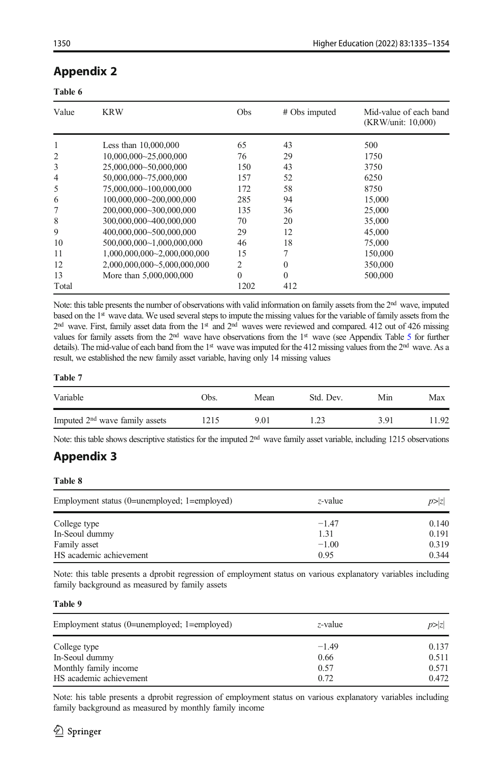## Appendix 2

**Table 6**

| Value | KRW | Obs | # Obs imputed | Mid-value of each band (KRW/unit: 10,000) |
|---|---|---|---|---|
| 1 | Less than 10,000,000 | 65 | 43 | 500 |
| 2 | 10,000,000~25,000,000 | 76 | 29 | 1750 |
| 3 | 25,000,000~50,000,000 | 150 | 43 | 3750 |
| 4 | 50,000,000~75,000,000 | 157 | 52 | 6250 |
| 5 | 75,000,000~100,000,000 | 172 | 58 | 8750 |
| 6 | 100,000,000~200,000,000 | 285 | 94 | 15,000 |
| 7 | 200,000,000~300,000,000 | 135 | 36 | 25,000 |
| 8 | 300,000,000~400,000,000 | 70 | 20 | 35,000 |
| 9 | 400,000,000~500,000,000 | 29 | 12 | 45,000 |
| 10 | 500,000,000~1,000,000,000 | 46 | 18 | 75,000 |
| 11 | 1,000,000,000~2,000,000,000 | 15 | 7 | 150,000 |
| 12 | 2,000,000,000~5,000,000,000 | 2 | 0 | 350,000 |
| 13 | More than 5,000,000,000 | 0 | 0 | 500,000 |
| Total | | 1202 | 412 | |

Note: this table presents the number of observations with valid information on family assets from the 2nd wave, imputed based on the 1st wave data. We used several steps to impute the missing values for the variable of family assets from the 2nd wave. First, family asset data from the 1st and 2nd waves were reviewed and compared. 412 out of 426 missing values for family assets from the 2nd wave have observations from the 1st wave (see Appendix Table 5 for further details). The mid-value of each band from the 1st wave was imputed for the 412 missing values from the 2nd wave. As a result, we established the new family asset variable, having only 14 missing values

**Table 7**

| Variable | Obs. | Mean | Std. Dev. | Min | Max |
|---|---|---|---|---|---|
| Imputed 2nd wave family assets | 1215 | 9.01 | 1.23 | 3.91 | 11.92 |

Note: this table shows descriptive statistics for the imputed 2nd wave family asset variable, including 1215 observations

## Appendix 3

**Table 8**

| Employment status (0=unemployed; 1=employed) | *z*-value | $p>\|z\|$ |
|---|---|---|
| College type | −1.47 | 0.140 |
| In-Seoul dummy | 1.31 | 0.191 |
| Family asset | −1.00 | 0.319 |
| HS academic achievement | 0.95 | 0.344 |

Note: this table presents a dprobit regression of employment status on various explanatory variables including family background as measured by family assets

**Table 9**

| Employment status (0=unemployed; 1=employed) | *z*-value | $p>\|z\|$ |
|---|---|---|
| College type | −1.49 | 0.137 |
| In-Seoul dummy | 0.66 | 0.511 |
| Monthly family income | 0.57 | 0.571 |
| HS academic achievement | 0.72 | 0.472 |

Note: his table presents a dprobit regression of employment status on various explanatory variables including family background as measured by monthly family income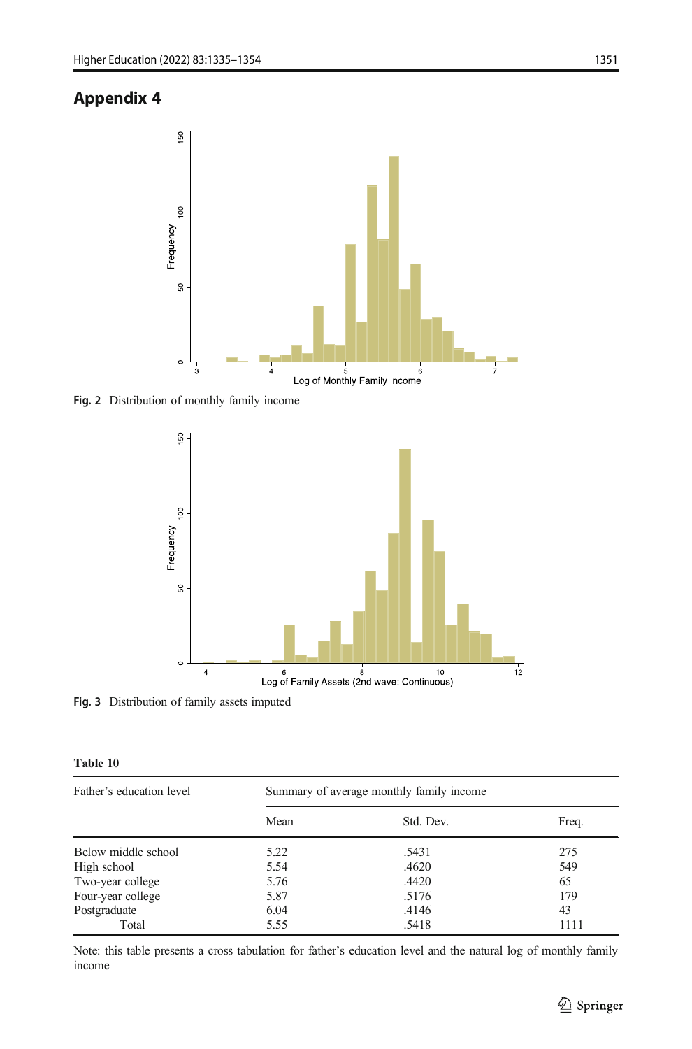## Appendix 4

Fig. 2 Distribution of monthly family income

Fig. 3 Distribution of family assets imputed

**Table 10**

| Father's education level | Summary of average monthly family income | | |
|---|---|---|---|
| | Mean | Std. Dev. | Freq. |
| Below middle school | 5.22 | .5431 | 275 |
| High school | 5.54 | .4620 | 549 |
| Two-year college | 5.76 | .4420 | 65 |
| Four-year college | 5.87 | .5176 | 179 |
| Postgraduate | 6.04 | .4146 | 43 |
| Total | 5.55 | .5418 | 1111 |

Note: this table presents a cross tabulation for father's education level and the natural log of monthly family income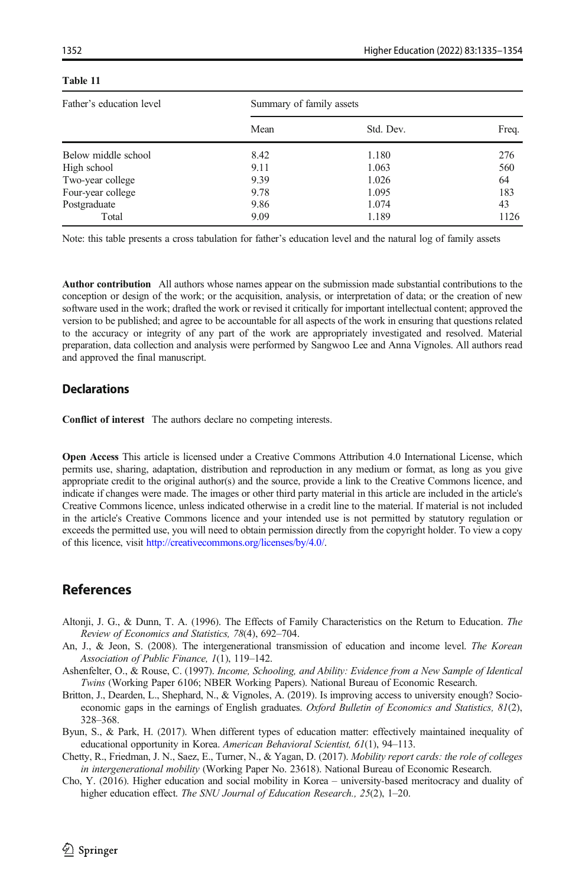**Table 11**

| Father's education level | Summary of family assets | | |
|---|---|---|---|
| | Mean | Std. Dev. | Freq. |
| Below middle school | 8.42 | 1.180 | 276 |
| High school | 9.11 | 1.063 | 560 |
| Two-year college | 9.39 | 1.026 | 64 |
| Four-year college | 9.78 | 1.095 | 183 |
| Postgraduate | 9.86 | 1.074 | 43 |
| Total | 9.09 | 1.189 | 1126 |

Note: this table presents a cross tabulation for father's education level and the natural log of family assets

**Author contribution** All authors whose names appear on the submission made substantial contributions to the conception or design of the work; or the acquisition, analysis, or interpretation of data; or the creation of new software used in the work; drafted the work or revised it critically for important intellectual content; approved the version to be published; and agree to be accountable for all aspects of the work in ensuring that questions related to the accuracy or integrity of any part of the work are appropriately investigated and resolved. Material preparation, data collection and analysis were performed by Sangwoo Lee and Anna Vignoles. All authors read and approved the final manuscript.

## Declarations

**Conflict of interest** The authors declare no competing interests.

**Open Access** This article is licensed under a Creative Commons Attribution 4.0 International License, which permits use, sharing, adaptation, distribution and reproduction in any medium or format, as long as you give appropriate credit to the original author(s) and the source, provide a link to the Creative Commons licence, and indicate if changes were made. The images or other third party material in this article are included in the article's Creative Commons licence, unless indicated otherwise in a credit line to the material. If material is not included in the article's Creative Commons licence and your intended use is not permitted by statutory regulation or exceeds the permitted use, you will need to obtain permission directly from the copyright holder. To view a copy of this licence, visit http://creativecommons.org/licenses/by/4.0/.

## References

Altonji, J. G., & Dunn, T. A. (1996). The Effects of Family Characteristics on the Return to Education. *The Review of Economics and Statistics, 78*(4), 692–704.

An, J., & Jeon, S. (2008). The intergenerational transmission of education and income level. *The Korean Association of Public Finance, 1*(1), 119–142.

Ashenfelter, O., & Rouse, C. (1997). *Income, Schooling, and Ability: Evidence from a New Sample of Identical Twins* (Working Paper 6106; NBER Working Papers). National Bureau of Economic Research.

Britton, J., Dearden, L., Shephard, N., & Vignoles, A. (2019). Is improving access to university enough? Socio-economic gaps in the earnings of English graduates. *Oxford Bulletin of Economics and Statistics, 81*(2), 328–368.

Byun, S., & Park, H. (2017). When different types of education matter: effectively maintained inequality of educational opportunity in Korea. *American Behavioral Scientist, 61*(1), 94–113.

Chetty, R., Friedman, J. N., Saez, E., Turner, N., & Yagan, D. (2017). *Mobility report cards: the role of colleges in intergenerational mobility* (Working Paper No. 23618). National Bureau of Economic Research.

Cho, Y. (2016). Higher education and social mobility in Korea – university-based meritocracy and duality of higher education effect. *The SNU Journal of Education Research., 25*(2), 1–20.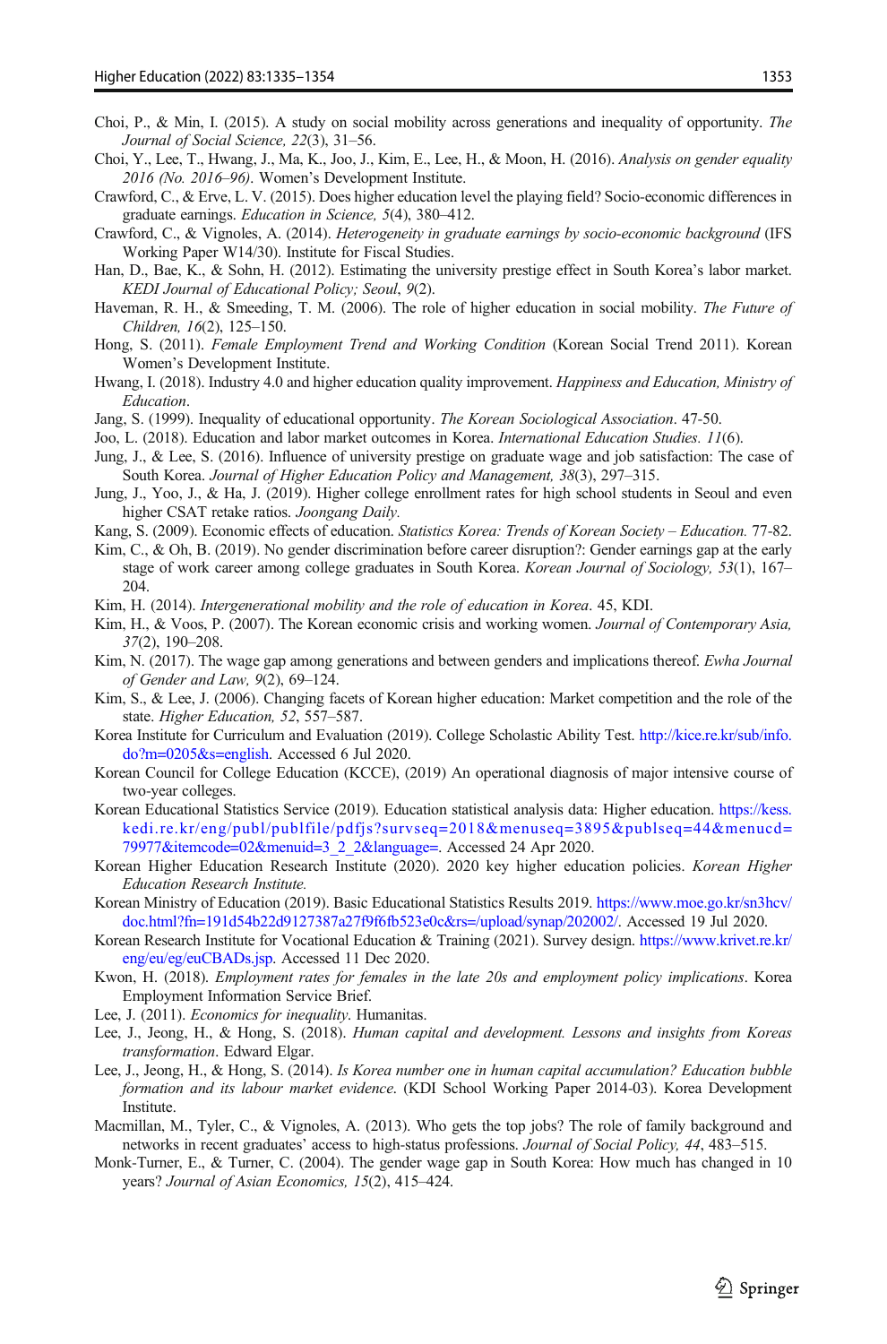Choi, P., & Min, I. (2015). A study on social mobility across generations and inequality of opportunity. *The Journal of Social Science, 22*(3), 31–56.

Choi, Y., Lee, T., Hwang, J., Ma, K., Joo, J., Kim, E., Lee, H., & Moon, H. (2016). *Analysis on gender equality 2016 (No. 2016–96)*. Women's Development Institute.

Crawford, C., & Erve, L. V. (2015). Does higher education level the playing field? Socio-economic differences in graduate earnings. *Education in Science, 5*(4), 380–412.

Crawford, C., & Vignoles, A. (2014). *Heterogeneity in graduate earnings by socio-economic background* (IFS Working Paper W14/30). Institute for Fiscal Studies.

Han, D., Bae, K., & Sohn, H. (2012). Estimating the university prestige effect in South Korea's labor market. *KEDI Journal of Educational Policy; Seoul*, *9*(2).

Haveman, R. H., & Smeeding, T. M. (2006). The role of higher education in social mobility. *The Future of Children, 16*(2), 125–150.

Hong, S. (2011). *Female Employment Trend and Working Condition* (Korean Social Trend 2011). Korean Women's Development Institute.

Hwang, I. (2018). Industry 4.0 and higher education quality improvement. *Happiness and Education, Ministry of Education*.

Jang, S. (1999). Inequality of educational opportunity. *The Korean Sociological Association*. 47-50.

Joo, L. (2018). Education and labor market outcomes in Korea. *International Education Studies. 11*(6).

Jung, J., & Lee, S. (2016). Influence of university prestige on graduate wage and job satisfaction: The case of South Korea. *Journal of Higher Education Policy and Management, 38*(3), 297–315.

Jung, J., Yoo, J., & Ha, J. (2019). Higher college enrollment rates for high school students in Seoul and even higher CSAT retake ratios. *Joongang Daily.*

Kang, S. (2009). Economic effects of education. *Statistics Korea: Trends of Korean Society – Education.* 77-82.

Kim, C., & Oh, B. (2019). No gender discrimination before career disruption?: Gender earnings gap at the early stage of work career among college graduates in South Korea. *Korean Journal of Sociology, 53*(1), 167–204.

Kim, H. (2014). *Intergenerational mobility and the role of education in Korea*. 45, KDI.

Kim, H., & Voos, P. (2007). The Korean economic crisis and working women. *Journal of Contemporary Asia, 37*(2), 190–208.

Kim, N. (2017). The wage gap among generations and between genders and implications thereof. *Ewha Journal of Gender and Law, 9*(2), 69–124.

Kim, S., & Lee, J. (2006). Changing facets of Korean higher education: Market competition and the role of the state. *Higher Education, 52*, 557–587.

Korea Institute for Curriculum and Evaluation (2019). College Scholastic Ability Test. http://kice.re.kr/sub/info.do?m=0205&s=english. Accessed 6 Jul 2020.

Korean Council for College Education (KCCE), (2019) An operational diagnosis of major intensive course of two-year colleges.

Korean Educational Statistics Service (2019). Education statistical analysis data: Higher education. https://kess.kedi.re.kr/eng/publ/publfile/pdfjs?survseq=2018&menuseq=3895&publseq=44&menucd=79977&itemcode=02&menuid=3_2_2&language=. Accessed 24 Apr 2020.

Korean Higher Education Research Institute (2020). 2020 key higher education policies. *Korean Higher Education Research Institute.*

Korean Ministry of Education (2019). Basic Educational Statistics Results 2019. https://www.moe.go.kr/sn3hcv/doc.html?fn=191d54b22d9127387a27f9f6fb523e0c&rs=/upload/synap/202002/. Accessed 19 Jul 2020.

Korean Research Institute for Vocational Education & Training (2021). Survey design. https://www.krivet.re.kr/eng/eu/eg/euCBADs.jsp. Accessed 11 Dec 2020.

Kwon, H. (2018). *Employment rates for females in the late 20s and employment policy implications*. Korea Employment Information Service Brief.

Lee, J. (2011). *Economics for inequality*. Humanitas.

Lee, J., Jeong, H., & Hong, S. (2018). *Human capital and development. Lessons and insights from Koreas transformation*. Edward Elgar.

Lee, J., Jeong, H., & Hong, S. (2014). *Is Korea number one in human capital accumulation? Education bubble formation and its labour market evidence*. (KDI School Working Paper 2014-03). Korea Development Institute.

Macmillan, M., Tyler, C., & Vignoles, A. (2013). Who gets the top jobs? The role of family background and networks in recent graduates' access to high-status professions. *Journal of Social Policy, 44*, 483–515.

Monk-Turner, E., & Turner, C. (2004). The gender wage gap in South Korea: How much has changed in 10 years? *Journal of Asian Economics, 15*(2), 415–424.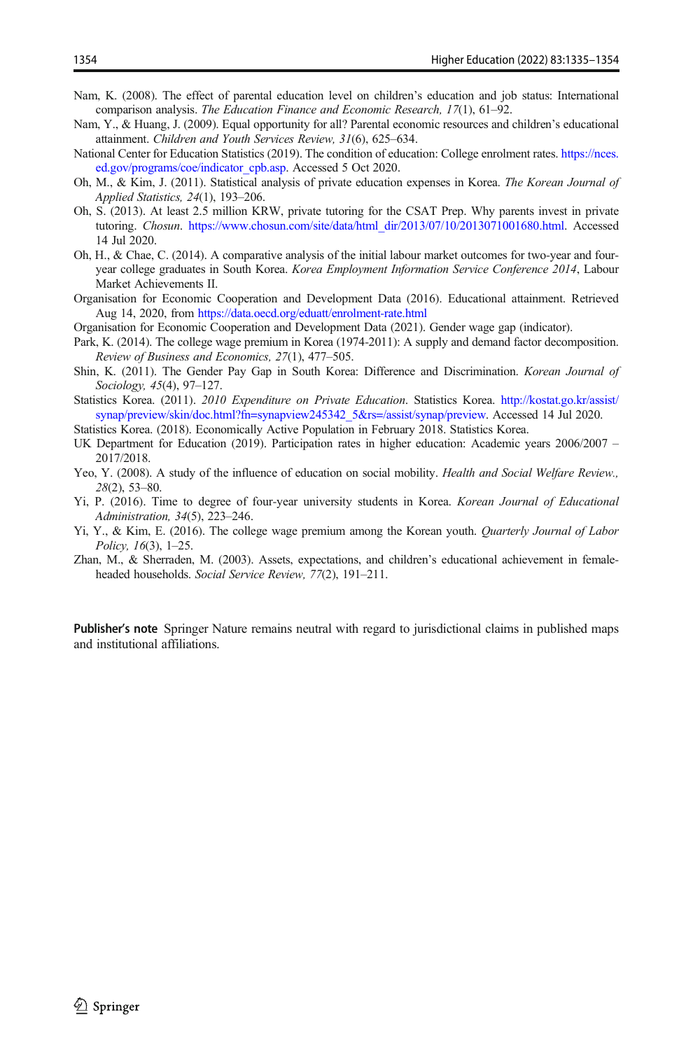Nam, K. (2008). The effect of parental education level on children's education and job status: International comparison analysis. *The Education Finance and Economic Research, 17*(1), 61–92.

Nam, Y., & Huang, J. (2009). Equal opportunity for all? Parental economic resources and children's educational attainment. *Children and Youth Services Review, 31*(6), 625–634.

National Center for Education Statistics (2019). The condition of education: College enrolment rates. https://nces.ed.gov/programs/coe/indicator_cpb.asp. Accessed 5 Oct 2020.

Oh, M., & Kim, J. (2011). Statistical analysis of private education expenses in Korea. *The Korean Journal of Applied Statistics, 24*(1), 193–206.

Oh, S. (2013). At least 2.5 million KRW, private tutoring for the CSAT Prep. Why parents invest in private tutoring. *Chosun*. https://www.chosun.com/site/data/html_dir/2013/07/10/2013071001680.html. Accessed 14 Jul 2020.

Oh, H., & Chae, C. (2014). A comparative analysis of the initial labour market outcomes for two-year and four-year college graduates in South Korea. *Korea Employment Information Service Conference 2014*, Labour Market Achievements II.

Organisation for Economic Cooperation and Development Data (2016). Educational attainment. Retrieved Aug 14, 2020, from https://data.oecd.org/eduatt/enrolment-rate.html

Organisation for Economic Cooperation and Development Data (2021). Gender wage gap (indicator).

Park, K. (2014). The college wage premium in Korea (1974-2011): A supply and demand factor decomposition. *Review of Business and Economics, 27*(1), 477–505.

Shin, K. (2011). The Gender Pay Gap in South Korea: Difference and Discrimination. *Korean Journal of Sociology, 45*(4), 97–127.

Statistics Korea. (2011). *2010 Expenditure on Private Education*. Statistics Korea. http://kostat.go.kr/assist/synap/preview/skin/doc.html?fn=synapview245342_5&rs=/assist/synap/preview. Accessed 14 Jul 2020.

Statistics Korea. (2018). Economically Active Population in February 2018. Statistics Korea.

UK Department for Education (2019). Participation rates in higher education: Academic years 2006/2007 – 2017/2018.

Yeo, Y. (2008). A study of the influence of education on social mobility. *Health and Social Welfare Review., 28*(2), 53–80.

Yi, P. (2016). Time to degree of four-year university students in Korea. *Korean Journal of Educational Administration, 34*(5), 223–246.

Yi, Y., & Kim, E. (2016). The college wage premium among the Korean youth. *Quarterly Journal of Labor Policy, 16*(3), 1–25.

Zhan, M., & Sherraden, M. (2003). Assets, expectations, and children's educational achievement in female-headed households. *Social Service Review, 77*(2), 191–211.

**Publisher's note** Springer Nature remains neutral with regard to jurisdictional claims in published maps and institutional affiliations.